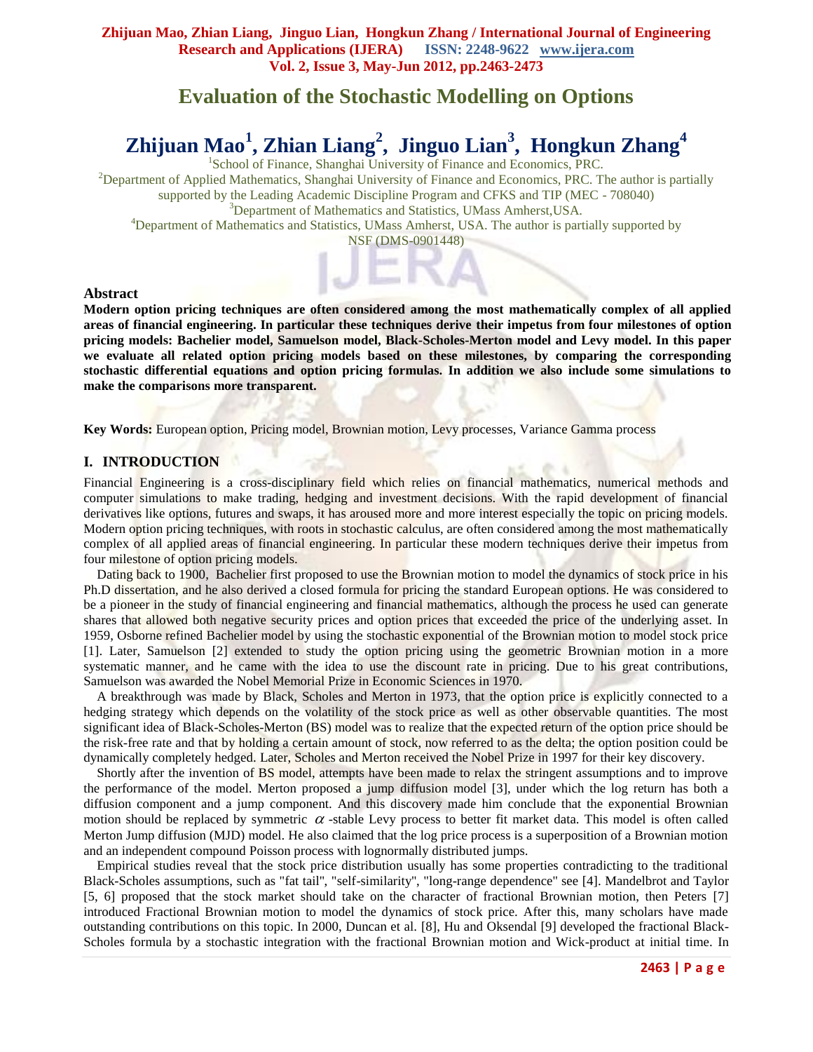# Evaluation of the Stochastic Modelling on Options

## Zhijuan Mao[1], Zhian Liang[2], Jinguo Lian[3], Hongkun Zhang[4]

[1]School of Finance, Shanghai University of Finance and Economics, PRC.
[2]Department of Applied Mathematics, Shanghai University of Finance and Economics, PRC. The author is partially supported by the Leading Academic Discipline Program and CFKS and TIP (MEC - 708040)
[3]Department of Mathematics and Statistics, UMass Amherst,USA.
[4]Department of Mathematics and Statistics, UMass Amherst, USA. The author is partially supported by NSF (DMS-0901448)

### Abstract

**Modern option pricing techniques are often considered among the most mathematically complex of all applied areas of financial engineering. In particular these techniques derive their impetus from four milestones of option pricing models: Bachelier model, Samuelson model, Black-Scholes-Merton model and Levy model. In this paper we evaluate all related option pricing models based on these milestones, by comparing the corresponding stochastic differential equations and option pricing formulas. In addition we also include some simulations to make the comparisons more transparent.**

**Key Words:** European option, Pricing model, Brownian motion, Levy processes, Variance Gamma process

## I. INTRODUCTION

Financial Engineering is a cross-disciplinary field which relies on financial mathematics, numerical methods and computer simulations to make trading, hedging and investment decisions. With the rapid development of financial derivatives like options, futures and swaps, it has aroused more and more interest especially the topic on pricing models. Modern option pricing techniques, with roots in stochastic calculus, are often considered among the most mathematically complex of all applied areas of financial engineering. In particular these modern techniques derive their impetus from four milestone of option pricing models.

Dating back to 1900, Bachelier first proposed to use the Brownian motion to model the dynamics of stock price in his Ph.D dissertation, and he also derived a closed formula for pricing the standard European options. He was considered to be a pioneer in the study of financial engineering and financial mathematics, although the process he used can generate shares that allowed both negative security prices and option prices that exceeded the price of the underlying asset. In 1959, Osborne refined Bachelier model by using the stochastic exponential of the Brownian motion to model stock price [1]. Later, Samuelson [2] extended to study the option pricing using the geometric Brownian motion in a more systematic manner, and he came with the idea to use the discount rate in pricing. Due to his great contributions, Samuelson was awarded the Nobel Memorial Prize in Economic Sciences in 1970.

A breakthrough was made by Black, Scholes and Merton in 1973, that the option price is explicitly connected to a hedging strategy which depends on the volatility of the stock price as well as other observable quantities. The most significant idea of Black-Scholes-Merton (BS) model was to realize that the expected return of the option price should be the risk-free rate and that by holding a certain amount of stock, now referred to as the delta; the option position could be dynamically completely hedged. Later, Scholes and Merton received the Nobel Prize in 1997 for their key discovery.

Shortly after the invention of BS model, attempts have been made to relax the stringent assumptions and to improve the performance of the model. Merton proposed a jump diffusion model [3], under which the log return has both a diffusion component and a jump component. And this discovery made him conclude that the exponential Brownian motion should be replaced by symmetric $\alpha$-stable Levy process to better fit market data. This model is often called Merton Jump diffusion (MJD) model. He also claimed that the log price process is a superposition of a Brownian motion and an independent compound Poisson process with lognormally distributed jumps.

Empirical studies reveal that the stock price distribution usually has some properties contradicting to the traditional Black-Scholes assumptions, such as "fat tail", "self-similarity", "long-range dependence" see [4]. Mandelbrot and Taylor [5, 6] proposed that the stock market should take on the character of fractional Brownian motion, then Peters [7] introduced Fractional Brownian motion to model the dynamics of stock price. After this, many scholars have made outstanding contributions on this topic. In 2000, Duncan et al. [8], Hu and Oksendal [9] developed the fractional Black-Scholes formula by a stochastic integration with the fractional Brownian motion and Wick-product at initial time. In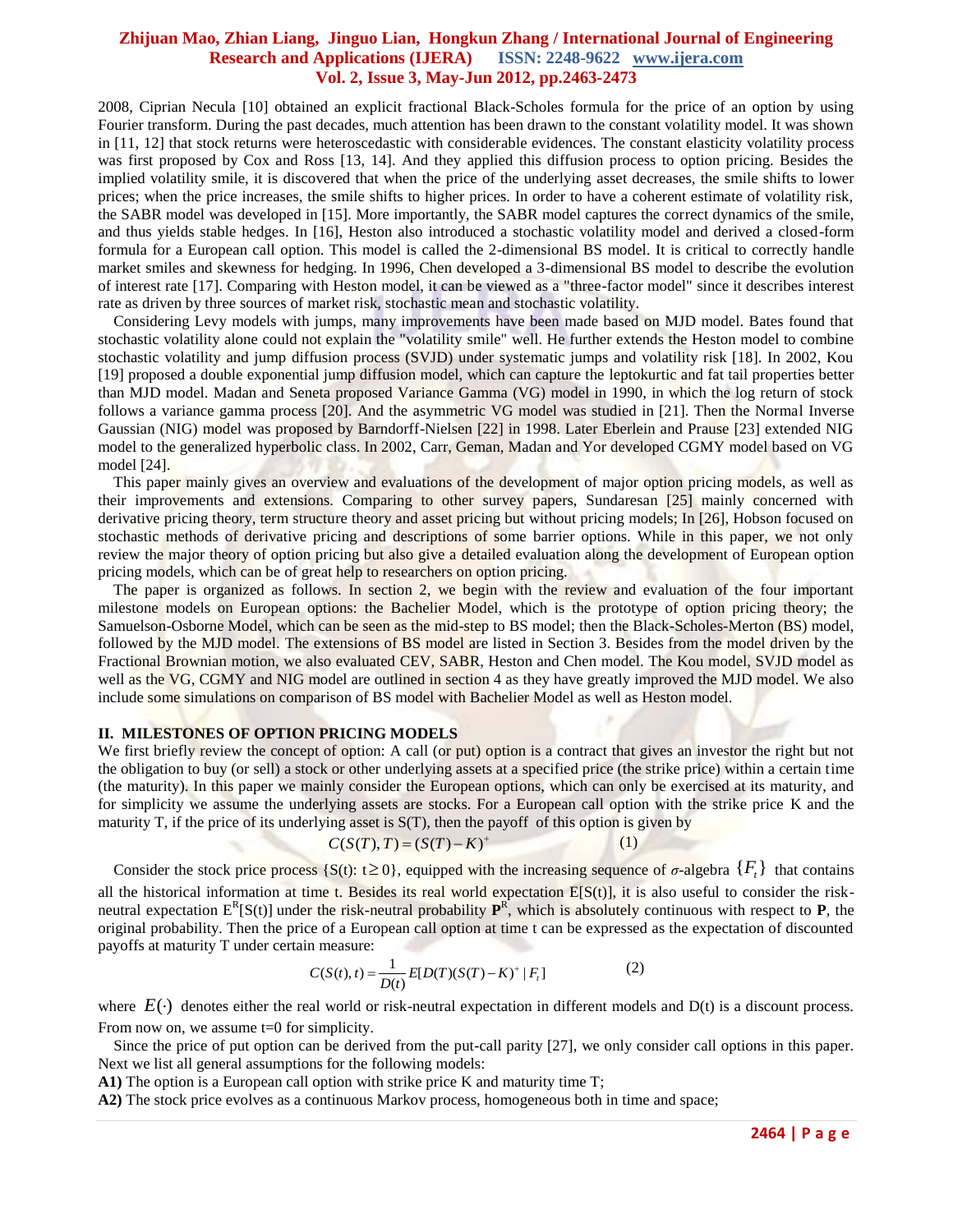2008, Ciprian Necula [10] obtained an explicit fractional Black-Scholes formula for the price of an option by using Fourier transform. During the past decades, much attention has been drawn to the constant volatility model. It was shown in [11, 12] that stock returns were heteroscedastic with considerable evidences. The constant elasticity volatility process was first proposed by Cox and Ross [13, 14]. And they applied this diffusion process to option pricing. Besides the implied volatility smile, it is discovered that when the price of the underlying asset decreases, the smile shifts to lower prices; when the price increases, the smile shifts to higher prices. In order to have a coherent estimate of volatility risk, the SABR model was developed in [15]. More importantly, the SABR model captures the correct dynamics of the smile, and thus yields stable hedges. In [16], Heston also introduced a stochastic volatility model and derived a closed-form formula for a European call option. This model is called the 2-dimensional BS model. It is critical to correctly handle market smiles and skewness for hedging. In 1996, Chen developed a 3-dimensional BS model to describe the evolution of interest rate [17]. Comparing with Heston model, it can be viewed as a "three-factor model" since it describes interest rate as driven by three sources of market risk, stochastic mean and stochastic volatility.

Considering Levy models with jumps, many improvements have been made based on MJD model. Bates found that stochastic volatility alone could not explain the "volatility smile" well. He further extends the Heston model to combine stochastic volatility and jump diffusion process (SVJD) under systematic jumps and volatility risk [18]. In 2002, Kou [19] proposed a double exponential jump diffusion model, which can capture the leptokurtic and fat tail properties better than MJD model. Madan and Seneta proposed Variance Gamma (VG) model in 1990, in which the log return of stock follows a variance gamma process [20]. And the asymmetric VG model was studied in [21]. Then the Normal Inverse Gaussian (NIG) model was proposed by Barndorff-Nielsen [22] in 1998. Later Eberlein and Prause [23] extended NIG model to the generalized hyperbolic class. In 2002, Carr, Geman, Madan and Yor developed CGMY model based on VG model [24].

This paper mainly gives an overview and evaluations of the development of major option pricing models, as well as their improvements and extensions. Comparing to other survey papers, Sundaresan [25] mainly concerned with derivative pricing theory, term structure theory and asset pricing but without pricing models; In [26], Hobson focused on stochastic methods of derivative pricing and descriptions of some barrier options. While in this paper, we not only review the major theory of option pricing but also give a detailed evaluation along the development of European option pricing models, which can be of great help to researchers on option pricing.

The paper is organized as follows. In section 2, we begin with the review and evaluation of the four important milestone models on European options: the Bachelier Model, which is the prototype of option pricing theory; the Samuelson-Osborne Model, which can be seen as the mid-step to BS model; then the Black-Scholes-Merton (BS) model, followed by the MJD model. The extensions of BS model are listed in Section 3. Besides from the model driven by the Fractional Brownian motion, we also evaluated CEV, SABR, Heston and Chen model. The Kou model, SVJD model as well as the VG, CGMY and NIG model are outlined in section 4 as they have greatly improved the MJD model. We also include some simulations on comparison of BS model with Bachelier Model as well as Heston model.

## II. MILESTONES OF OPTION PRICING MODELS

We first briefly review the concept of option: A call (or put) option is a contract that gives an investor the right but not the obligation to buy (or sell) a stock or other underlying assets at a specified price (the strike price) within a certain time (the maturity). In this paper we mainly consider the European options, which can only be exercised at its maturity, and for simplicity we assume the underlying assets are stocks. For a European call option with the strike price K and the maturity T, if the price of its underlying asset is S(T), then the payoff of this option is given by

$$C(S(T),T) = (S(T)-K)^{+} \qquad (1)$$

Consider the stock price process $\{S(t): t \geq 0\}$, equipped with the increasing sequence of $\sigma$-algebra $\{F_t\}$ that contains all the historical information at time t. Besides its real world expectation E[S(t)], it is also useful to consider the risk-neutral expectation $E^R[S(t)]$ under the risk-neutral probability $\mathbf{P}^R$, which is absolutely continuous with respect to **P**, the original probability. Then the price of a European call option at time t can be expressed as the expectation of discounted payoffs at maturity T under certain measure:

$$C(S(t),t) = \frac{1}{D(t)} E[D(T)(S(T)-K)^{+} \mid F_t] \qquad (2)$$

where $E(\cdot)$ denotes either the real world or risk-neutral expectation in different models and D(t) is a discount process. From now on, we assume t=0 for simplicity.

Since the price of put option can be derived from the put-call parity [27], we only consider call options in this paper. Next we list all general assumptions for the following models:

**A1)** The option is a European call option with strike price K and maturity time T;

**A2)** The stock price evolves as a continuous Markov process, homogeneous both in time and space;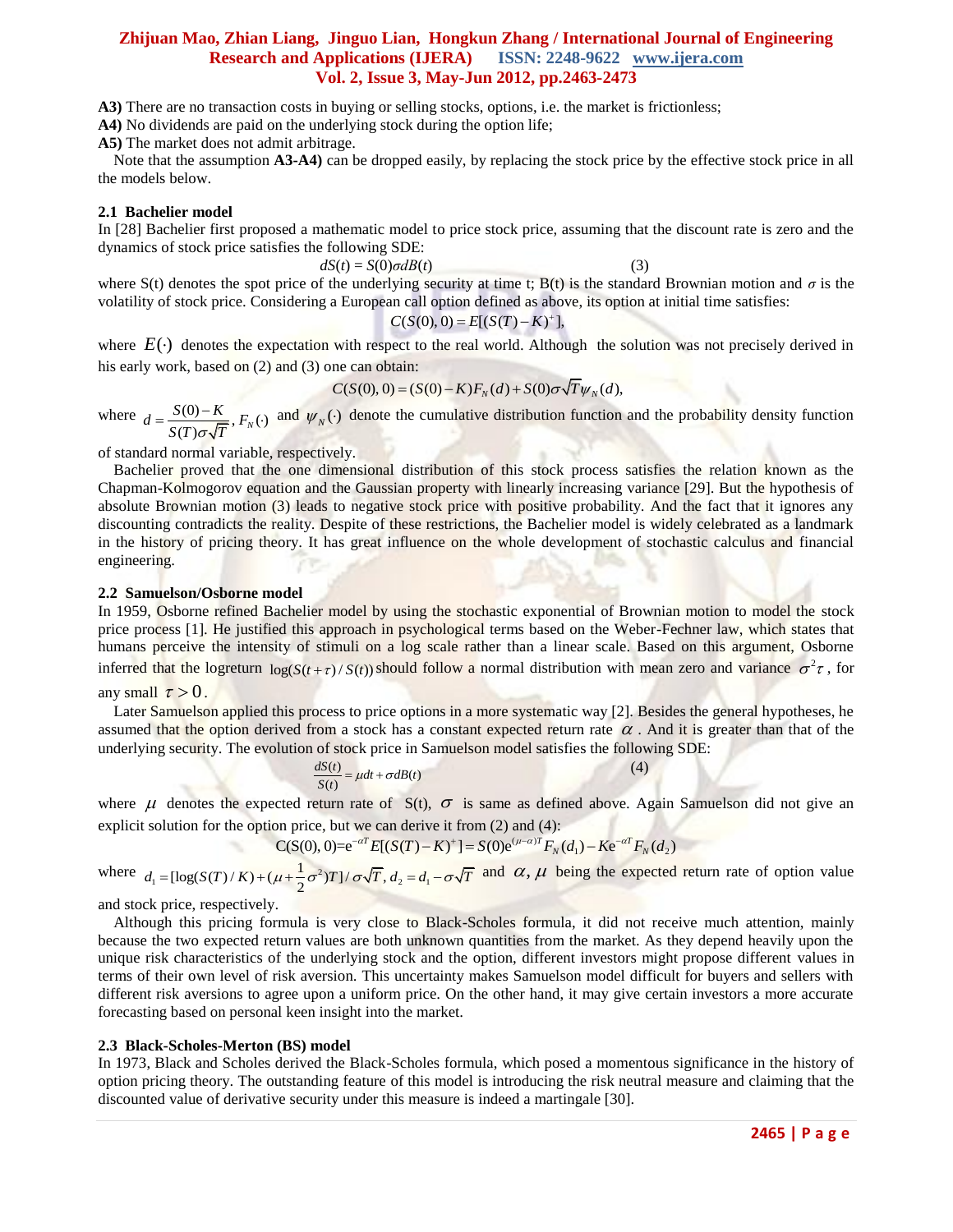**A3)** There are no transaction costs in buying or selling stocks, options, i.e. the market is frictionless;

**A4)** No dividends are paid on the underlying stock during the option life;

**A5)** The market does not admit arbitrage.

Note that the assumption **A3-A4)** can be dropped easily, by replacing the stock price by the effective stock price in all the models below.

### 2.1 Bachelier model

In [28] Bachelier first proposed a mathematic model to price stock price, assuming that the discount rate is zero and the dynamics of stock price satisfies the following SDE:

$$dS(t) = S(0)\sigma dB(t) \qquad (3)$$

where S(t) denotes the spot price of the underlying security at time t; B(t) is the standard Brownian motion and $\sigma$ is the volatility of stock price. Considering a European call option defined as above, its option at initial time satisfies:

$$C(S(0),0) = E[(S(T)-K)^+],$$

where $E(\cdot)$ denotes the expectation with respect to the real world. Although the solution was not precisely derived in his early work, based on (2) and (3) one can obtain:

$$C(S(0),0) = (S(0)-K)F_N(d) + S(0)\sigma\sqrt{T}\psi_N(d),$$

where $d = \dfrac{S(0)-K}{S(T)\sigma\sqrt{T}}$, $F_N(\cdot)$ and $\psi_N(\cdot)$ denote the cumulative distribution function and the probability density function of standard normal variable, respectively.

Bachelier proved that the one dimensional distribution of this stock process satisfies the relation known as the Chapman-Kolmogorov equation and the Gaussian property with linearly increasing variance [29]. But the hypothesis of absolute Brownian motion (3) leads to negative stock price with positive probability. And the fact that it ignores any discounting contradicts the reality. Despite of these restrictions, the Bachelier model is widely celebrated as a landmark in the history of pricing theory. It has great influence on the whole development of stochastic calculus and financial engineering.

### 2.2 Samuelson/Osborne model

In 1959, Osborne refined Bachelier model by using the stochastic exponential of Brownian motion to model the stock price process [1]. He justified this approach in psychological terms based on the Weber-Fechner law, which states that humans perceive the intensity of stimuli on a log scale rather than a linear scale. Based on this argument, Osborne inferred that the logreturn $\log(S(t+\tau)/S(t))$ should follow a normal distribution with mean zero and variance $\sigma^2\tau$, for any small $\tau > 0$.

Later Samuelson applied this process to price options in a more systematic way [2]. Besides the general hypotheses, he assumed that the option derived from a stock has a constant expected return rate $\alpha$. And it is greater than that of the underlying security. The evolution of stock price in Samuelson model satisfies the following SDE:

$$\frac{dS(t)}{S(t)} = \mu dt + \sigma dB(t) \qquad (4)$$

where $\mu$ denotes the expected return rate of S(t), $\sigma$ is same as defined above. Again Samuelson did not give an explicit solution for the option price, but we can derive it from (2) and (4):

$$C(S(0),0) = e^{-\alpha T}E[(S(T)-K)^+] = S(0)e^{(\mu-\alpha)T}F_N(d_1) - Ke^{-\alpha T}F_N(d_2)$$

where $d_1 = [\log(S(T)/K) + (\mu + \frac{1}{2}\sigma^2)T]/\sigma\sqrt{T}$, $d_2 = d_1 - \sigma\sqrt{T}$ and $\alpha, \mu$ being the expected return rate of option value and stock price, respectively.

Although this pricing formula is very close to Black-Scholes formula, it did not receive much attention, mainly because the two expected return values are both unknown quantities from the market. As they depend heavily upon the unique risk characteristics of the underlying stock and the option, different investors might propose different values in terms of their own level of risk aversion. This uncertainty makes Samuelson model difficult for buyers and sellers with different risk aversions to agree upon a uniform price. On the other hand, it may give certain investors a more accurate forecasting based on personal keen insight into the market.

### 2.3 Black-Scholes-Merton (BS) model

In 1973, Black and Scholes derived the Black-Scholes formula, which posed a momentous significance in the history of option pricing theory. The outstanding feature of this model is introducing the risk neutral measure and claiming that the discounted value of derivative security under this measure is indeed a martingale [30].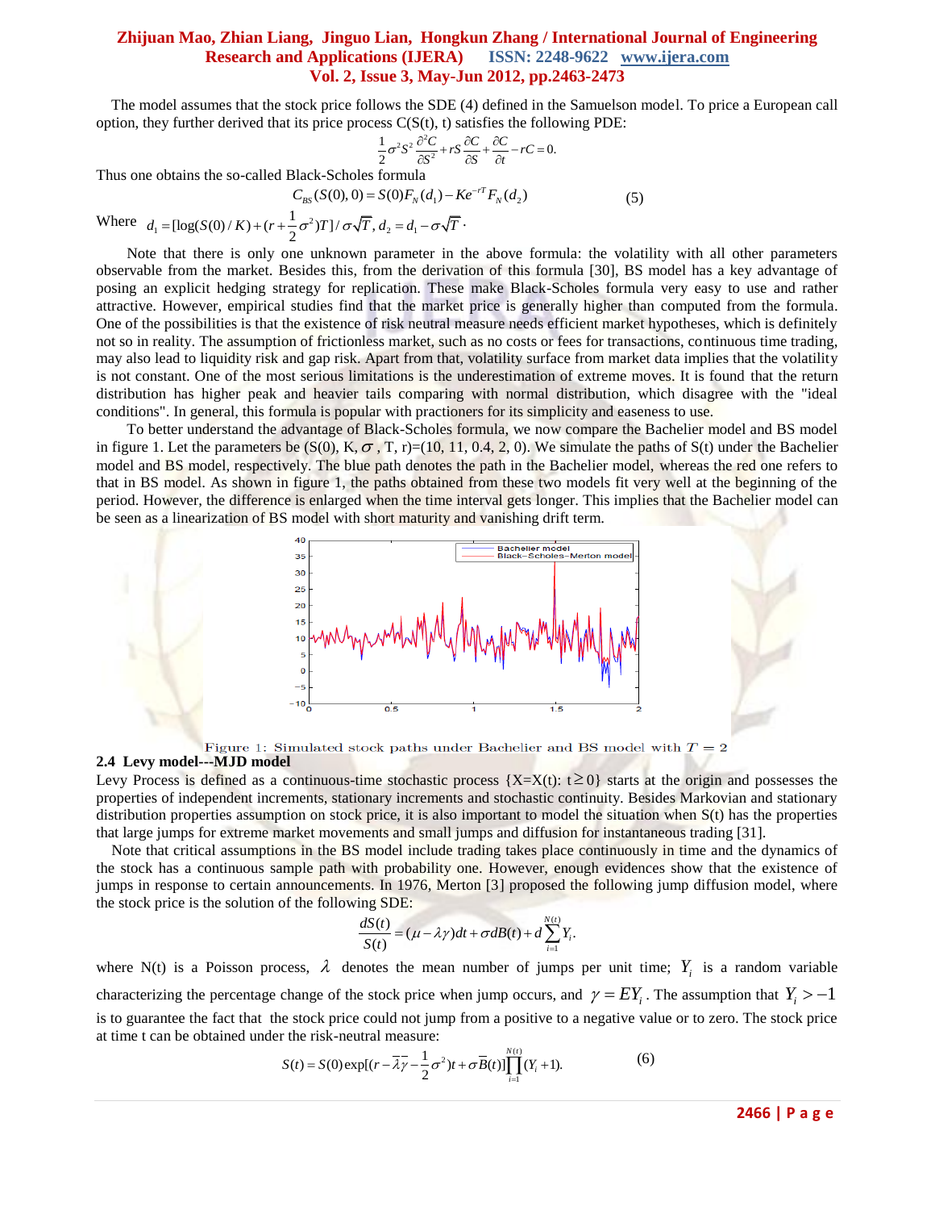The model assumes that the stock price follows the SDE (4) defined in the Samuelson model. To price a European call option, they further derived that its price process C(S(t), t) satisfies the following PDE:

$$\frac{1}{2}\sigma^2 S^2 \frac{\partial^2 C}{\partial S^2} + rS\frac{\partial C}{\partial S} + \frac{\partial C}{\partial t} - rC = 0.$$

Thus one obtains the so-called Black-Scholes formula

$$C_{BS}(S(0), 0) = S(0)F_N(d_1) - Ke^{-rT}F_N(d_2) \tag{5}$$

Where $d_1 = [\log(S(0)/K) + (r + \frac{1}{2}\sigma^2)T]/\sigma\sqrt{T}$, $d_2 = d_1 - \sigma\sqrt{T}$.

Note that there is only one unknown parameter in the above formula: the volatility with all other parameters observable from the market. Besides this, from the derivation of this formula [30], BS model has a key advantage of posing an explicit hedging strategy for replication. These make Black-Scholes formula very easy to use and rather attractive. However, empirical studies find that the market price is generally higher than computed from the formula. One of the possibilities is that the existence of risk neutral measure needs efficient market hypotheses, which is definitely not so in reality. The assumption of frictionless market, such as no costs or fees for transactions, continuous time trading, may also lead to liquidity risk and gap risk. Apart from that, volatility surface from market data implies that the volatility is not constant. One of the most serious limitations is the underestimation of extreme moves. It is found that the return distribution has higher peak and heavier tails comparing with normal distribution, which disagree with the "ideal conditions". In general, this formula is popular with practioners for its simplicity and easeness to use.

To better understand the advantage of Black-Scholes formula, we now compare the Bachelier model and BS model in figure 1. Let the parameters be (S(0), K, $\sigma$, T, r)=(10, 11, 0.4, 2, 0). We simulate the paths of S(t) under the Bachelier model and BS model, respectively. The blue path denotes the path in the Bachelier model, whereas the red one refers to that in BS model. As shown in figure 1, the paths obtained from these two models fit very well at the beginning of the period. However, the difference is enlarged when the time interval gets longer. This implies that the Bachelier model can be seen as a linearization of BS model with short maturity and vanishing drift term.

Figure 1: Simulated stock paths under Bachelier and BS model with $T = 2$

## 2.4 Levy model---MJD model

Levy Process is defined as a continuous-time stochastic process {X=X(t): t$\geq$0} starts at the origin and possesses the properties of independent increments, stationary increments and stochastic continuity. Besides Markovian and stationary distribution properties assumption on stock price, it is also important to model the situation when S(t) has the properties that large jumps for extreme market movements and small jumps and diffusion for instantaneous trading [31].

Note that critical assumptions in the BS model include trading takes place continuously in time and the dynamics of the stock has a continuous sample path with probability one. However, enough evidences show that the existence of jumps in response to certain announcements. In 1976, Merton [3] proposed the following jump diffusion model, where the stock price is the solution of the following SDE:

$$\frac{dS(t)}{S(t)} = (\mu - \lambda\gamma)dt + \sigma dB(t) + d\sum_{i=1}^{N(t)} Y_i.$$

where N(t) is a Poisson process, $\lambda$ denotes the mean number of jumps per unit time; $Y_i$ is a random variable characterizing the percentage change of the stock price when jump occurs, and $\gamma = EY_i$. The assumption that $Y_i > -1$ is to guarantee the fact that the stock price could not jump from a positive to a negative value or to zero. The stock price at time t can be obtained under the risk-neutral measure:

$$S(t) = S(0)\exp[(r - \bar{\lambda}\bar{\gamma} - \frac{1}{2}\sigma^2)t + \sigma\bar{B}(t)]\prod_{i=1}^{N(t)}(Y_i + 1). \tag{6}$$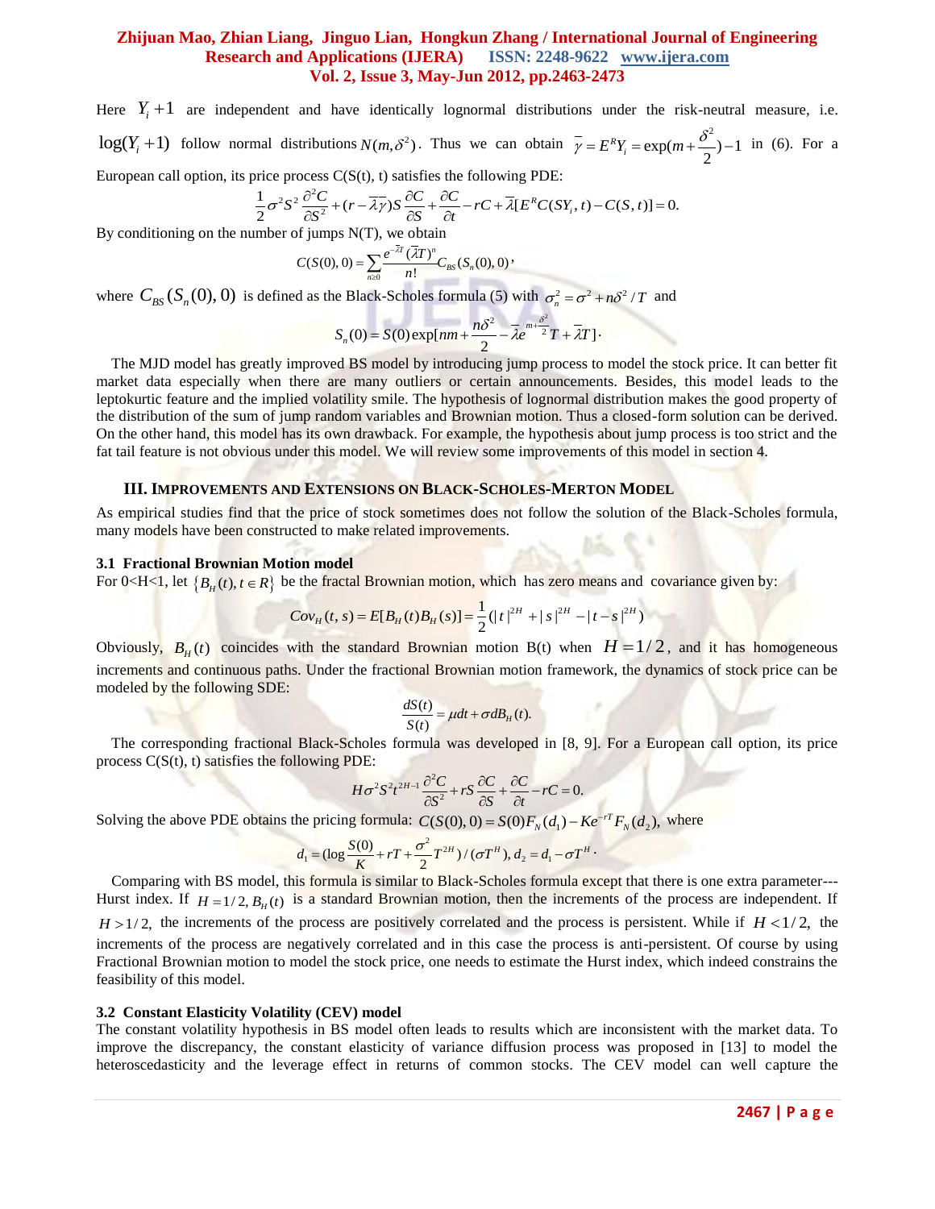Here $Y_i + 1$ are independent and have identically lognormal distributions under the risk-neutral measure, i.e. $\log(Y_i + 1)$ follow normal distributions $N(m, \delta^2)$. Thus we can obtain $\bar{\gamma} = E^R Y_i = \exp(m + \frac{\delta^2}{2}) - 1$ in (6). For a European call option, its price process C(S(t), t) satisfies the following PDE:

$$\frac{1}{2}\sigma^2 S^2 \frac{\partial^2 C}{\partial S^2} + (r - \bar{\lambda}\bar{\gamma}) S \frac{\partial C}{\partial S} + \frac{\partial C}{\partial t} - rC + \bar{\lambda}[E^R C(SY_i, t) - C(S, t)] = 0.$$

By conditioning on the number of jumps N(T), we obtain

$$C(S(0), 0) = \sum_{n \geq 0} \frac{e^{-\bar{\lambda}T}(\bar{\lambda}T)^n}{n!} C_{BS}(S_n(0), 0),$$

where $C_{BS}(S_n(0), 0)$ is defined as the Black-Scholes formula (5) with $\sigma_n^2 = \sigma^2 + n\delta^2 / T$ and

$$S_n(0) = S(0)\exp[nm + \frac{n\delta^2}{2} - \bar{\lambda}e^{m + \frac{\delta^2}{2}} T + \bar{\lambda}T].$$

The MJD model has greatly improved BS model by introducing jump process to model the stock price. It can better fit market data especially when there are many outliers or certain announcements. Besides, this model leads to the leptokurtic feature and the implied volatility smile. The hypothesis of lognormal distribution makes the good property of the distribution of the sum of jump random variables and Brownian motion. Thus a closed-form solution can be derived. On the other hand, this model has its own drawback. For example, the hypothesis about jump process is too strict and the fat tail feature is not obvious under this model. We will review some improvements of this model in section 4.

## III. Improvements and Extensions on Black-Scholes-Merton Model

As empirical studies find that the price of stock sometimes does not follow the solution of the Black-Scholes formula, many models have been constructed to make related improvements.

### 3.1 Fractional Brownian Motion model

For 0<H<1, let $\{B_H(t), t \in R\}$ be the fractal Brownian motion, which has zero means and covariance given by:

$$Cov_H(t, s) = E[B_H(t)B_H(s)] = \frac{1}{2}(|t|^{2H} + |s|^{2H} - |t - s|^{2H})$$

Obviously, $B_H(t)$ coincides with the standard Brownian motion B(t) when $H = 1/2$, and it has homogeneous increments and continuous paths. Under the fractional Brownian motion framework, the dynamics of stock price can be modeled by the following SDE:

$$\frac{dS(t)}{S(t)} = \mu dt + \sigma dB_H(t).$$

The corresponding fractional Black-Scholes formula was developed in [8, 9]. For a European call option, its price process C(S(t), t) satisfies the following PDE:

$$H\sigma^2 S^2 t^{2H-1} \frac{\partial^2 C}{\partial S^2} + rS\frac{\partial C}{\partial S} + \frac{\partial C}{\partial t} - rC = 0.$$

Solving the above PDE obtains the pricing formula: $C(S(0), 0) = S(0)F_N(d_1) - Ke^{-rT}F_N(d_2)$, where

$$d_1 = (\log\frac{S(0)}{K} + rT + \frac{\sigma^2}{2}T^{2H}) / (\sigma T^H), d_2 = d_1 - \sigma T^H.$$

Comparing with BS model, this formula is similar to Black-Scholes formula except that there is one extra parameter---Hurst index. If $H = 1/2, B_H(t)$ is a standard Brownian motion, then the increments of the process are independent. If $H > 1/2$, the increments of the process are positively correlated and the process is persistent. While if $H < 1/2$, the increments of the process are negatively correlated and in this case the process is anti-persistent. Of course by using Fractional Brownian motion to model the stock price, one needs to estimate the Hurst index, which indeed constrains the feasibility of this model.

### 3.2 Constant Elasticity Volatility (CEV) model

The constant volatility hypothesis in BS model often leads to results which are inconsistent with the market data. To improve the discrepancy, the constant elasticity of variance diffusion process was proposed in [13] to model the heteroscedasticity and the leverage effect in returns of common stocks. The CEV model can well capture the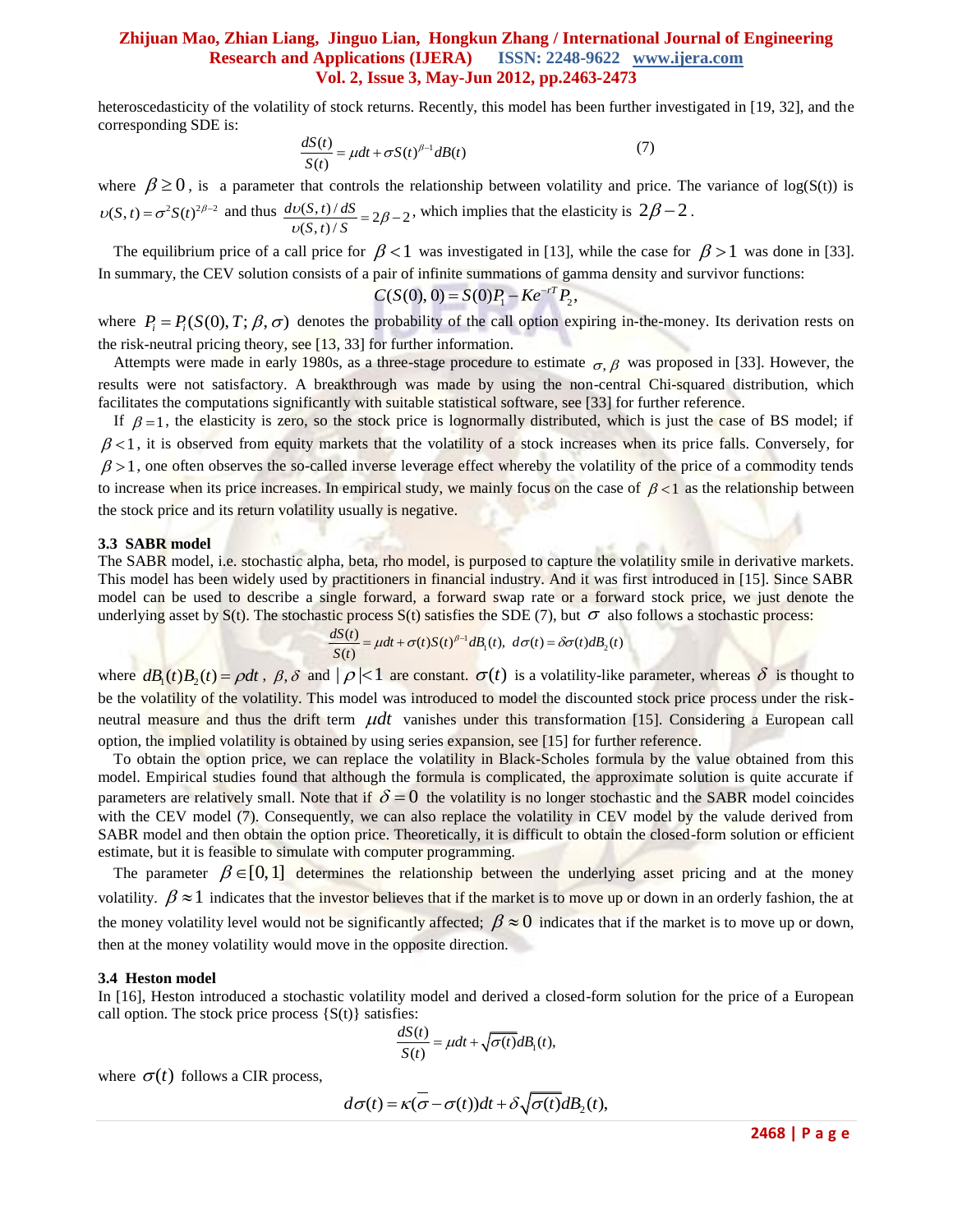heteroscedasticity of the volatility of stock returns. Recently, this model has been further investigated in [19, 32], and the corresponding SDE is:

$$\frac{dS(t)}{S(t)} = \mu dt + \sigma S(t)^{\beta-1} dB(t) \tag{7}$$

where $\beta \geq 0$, is a parameter that controls the relationship between volatility and price. The variance of log(S(t)) is $\upsilon(S,t) = \sigma^2 S(t)^{2\beta-2}$ and thus $\frac{d\upsilon(S,t)/dS}{\upsilon(S,t)/S} = 2\beta - 2$, which implies that the elasticity is $2\beta - 2$.

The equilibrium price of a call price for $\beta < 1$ was investigated in [13], while the case for $\beta > 1$ was done in [33]. In summary, the CEV solution consists of a pair of infinite summations of gamma density and survivor functions:

$$C(S(0),0) = S(0)P_1 - Ke^{-rT}P_2,$$

where $P_i = P_i(S(0),T;\beta,\sigma)$ denotes the probability of the call option expiring in-the-money. Its derivation rests on the risk-neutral pricing theory, see [13, 33] for further information.

Attempts were made in early 1980s, as a three-stage procedure to estimate $\sigma,\beta$ was proposed in [33]. However, the results were not satisfactory. A breakthrough was made by using the non-central Chi-squared distribution, which facilitates the computations significantly with suitable statistical software, see [33] for further reference.

If $\beta = 1$, the elasticity is zero, so the stock price is lognormally distributed, which is just the case of BS model; if $\beta < 1$, it is observed from equity markets that the volatility of a stock increases when its price falls. Conversely, for $\beta > 1$, one often observes the so-called inverse leverage effect whereby the volatility of the price of a commodity tends to increase when its price increases. In empirical study, we mainly focus on the case of $\beta < 1$ as the relationship between the stock price and its return volatility usually is negative.

### 3.3 SABR model

The SABR model, i.e. stochastic alpha, beta, rho model, is purposed to capture the volatility smile in derivative markets. This model has been widely used by practitioners in financial industry. And it was first introduced in [15]. Since SABR model can be used to describe a single forward, a forward swap rate or a forward stock price, we just denote the underlying asset by S(t). The stochastic process S(t) satisfies the SDE (7), but $\sigma$ also follows a stochastic process:

$$\frac{dS(t)}{S(t)} = \mu dt + \sigma(t)S(t)^{\beta-1}dB_1(t), \;\; d\sigma(t) = \delta\sigma(t)dB_2(t)$$

where $dB_1(t)B_2(t) = \rho dt$, $\beta,\delta$ and $|\rho| < 1$ are constant. $\sigma(t)$ is a volatility-like parameter, whereas $\delta$ is thought to be the volatility of the volatility. This model was introduced to model the discounted stock price process under the risk-neutral measure and thus the drift term $\mu dt$ vanishes under this transformation [15]. Considering a European call option, the implied volatility is obtained by using series expansion, see [15] for further reference.

To obtain the option price, we can replace the volatility in Black-Scholes formula by the value obtained from this model. Empirical studies found that although the formula is complicated, the approximate solution is quite accurate if parameters are relatively small. Note that if $\delta = 0$ the volatility is no longer stochastic and the SABR model coincides with the CEV model (7). Consequently, we can also replace the volatility in CEV model by the valude derived from SABR model and then obtain the option price. Theoretically, it is difficult to obtain the closed-form solution or efficient estimate, but it is feasible to simulate with computer programming.

The parameter $\beta \in [0,1]$ determines the relationship between the underlying asset pricing and at the money volatility. $\beta \approx 1$ indicates that the investor believes that if the market is to move up or down in an orderly fashion, the at the money volatility level would not be significantly affected; $\beta \approx 0$ indicates that if the market is to move up or down, then at the money volatility would move in the opposite direction.

### 3.4 Heston model

In [16], Heston introduced a stochastic volatility model and derived a closed-form solution for the price of a European call option. The stock price process {S(t)} satisfies:

$$\frac{dS(t)}{S(t)} = \mu dt + \sqrt{\sigma(t)}dB_1(t),$$

where $\sigma(t)$ follows a CIR process,

$$d\sigma(t) = \kappa(\overline{\sigma} - \sigma(t))dt + \delta\sqrt{\sigma(t)}dB_2(t),$$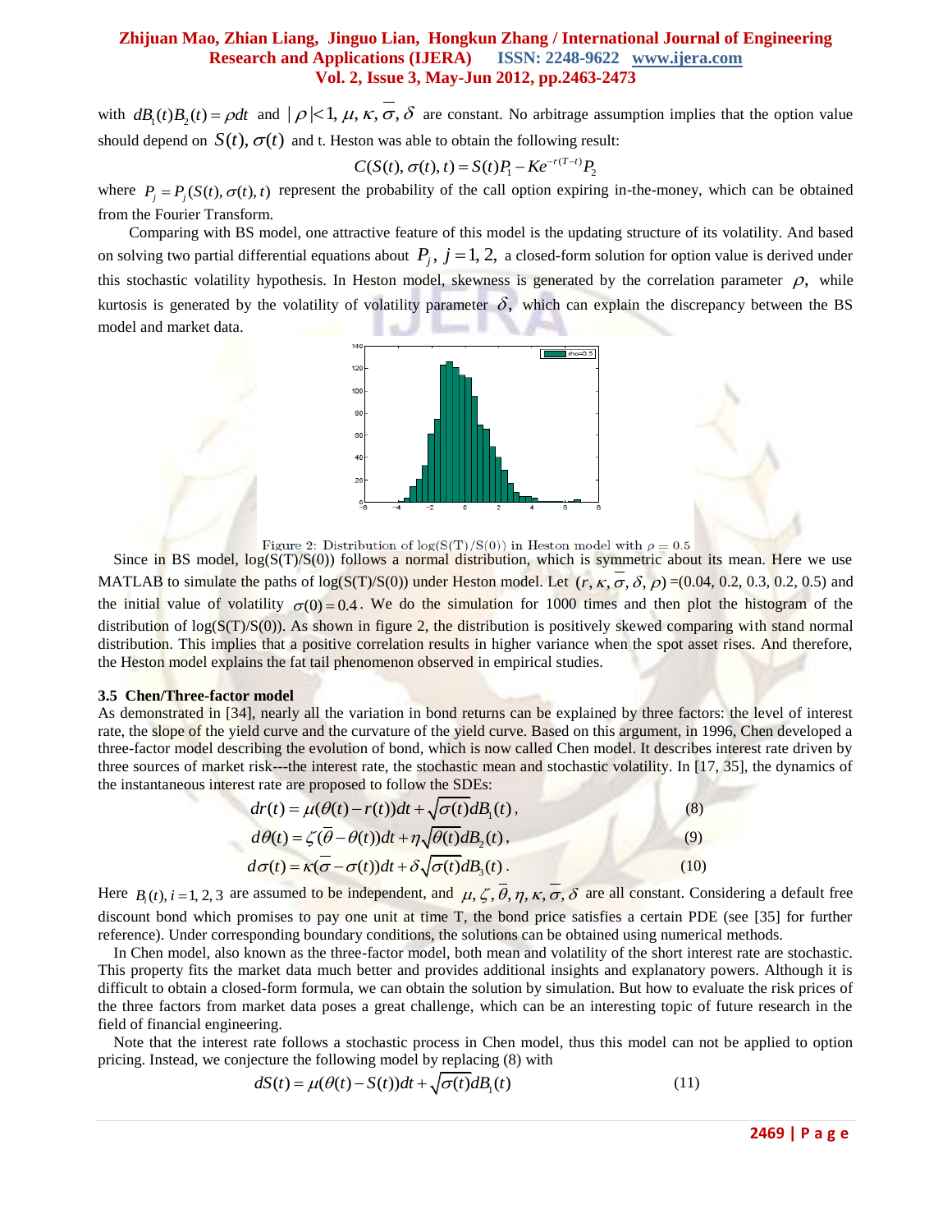with $dB_1(t)B_2(t) = \rho dt$ and $|\rho|<1$, $\mu, \kappa, \overline{\sigma}, \delta$ are constant. No arbitrage assumption implies that the option value should depend on $S(t), \sigma(t)$ and t. Heston was able to obtain the following result:

$$C(S(t), \sigma(t), t) = S(t)P_1 - Ke^{-r(T-t)}P_2$$

where $P_j = P_j(S(t), \sigma(t), t)$ represent the probability of the call option expiring in-the-money, which can be obtained from the Fourier Transform.

Comparing with BS model, one attractive feature of this model is the updating structure of its volatility. And based on solving two partial differential equations about $P_j$, $j = 1, 2$, a closed-form solution for option value is derived under this stochastic volatility hypothesis. In Heston model, skewness is generated by the correlation parameter $\rho$, while kurtosis is generated by the volatility of volatility parameter $\delta$, which can explain the discrepancy between the BS model and market data.

Figure 2: Distribution of log(S(T)/S(0)) in Heston model with $\rho = 0.5$

Since in BS model, log(S(T)/S(0)) follows a normal distribution, which is symmetric about its mean. Here we use MATLAB to simulate the paths of log(S(T)/S(0)) under Heston model. Let $(r, \kappa, \overline{\sigma}, \delta, \rho)$ =(0.04, 0.2, 0.3, 0.2, 0.5) and the initial value of volatility $\sigma(0) = 0.4$. We do the simulation for 1000 times and then plot the histogram of the distribution of log(S(T)/S(0)). As shown in figure 2, the distribution is positively skewed comparing with stand normal distribution. This implies that a positive correlation results in higher variance when the spot asset rises. And therefore, the Heston model explains the fat tail phenomenon observed in empirical studies.

### 3.5 Chen/Three-factor model

As demonstrated in [34], nearly all the variation in bond returns can be explained by three factors: the level of interest rate, the slope of the yield curve and the curvature of the yield curve. Based on this argument, in 1996, Chen developed a three-factor model describing the evolution of bond, which is now called Chen model. It describes interest rate driven by three sources of market risk---the interest rate, the stochastic mean and stochastic volatility. In [17, 35], the dynamics of the instantaneous interest rate are proposed to follow the SDEs:

$$dr(t) = \mu(\theta(t) - r(t))dt + \sqrt{\sigma(t)}dB_1(t), \tag{8}$$

$$d\theta(t) = \zeta(\overline{\theta} - \theta(t))dt + \eta\sqrt{\theta(t)}dB_2(t), \tag{9}$$

$$d\sigma(t) = \kappa(\overline{\sigma} - \sigma(t))dt + \delta\sqrt{\sigma(t)}dB_3(t). \tag{10}$$

Here $B_i(t), i = 1, 2, 3$ are assumed to be independent, and $\mu, \zeta, \overline{\theta}, \eta, \kappa, \overline{\sigma}, \delta$ are all constant. Considering a default free discount bond which promises to pay one unit at time T, the bond price satisfies a certain PDE (see [35] for further reference). Under corresponding boundary conditions, the solutions can be obtained using numerical methods.

In Chen model, also known as the three-factor model, both mean and volatility of the short interest rate are stochastic. This property fits the market data much better and provides additional insights and explanatory powers. Although it is difficult to obtain a closed-form formula, we can obtain the solution by simulation. But how to evaluate the risk prices of the three factors from market data poses a great challenge, which can be an interesting topic of future research in the field of financial engineering.

Note that the interest rate follows a stochastic process in Chen model, thus this model can not be applied to option pricing. Instead, we conjecture the following model by replacing (8) with

$$dS(t) = \mu(\theta(t) - S(t))dt + \sqrt{\sigma(t)}dB_1(t) \tag{11}$$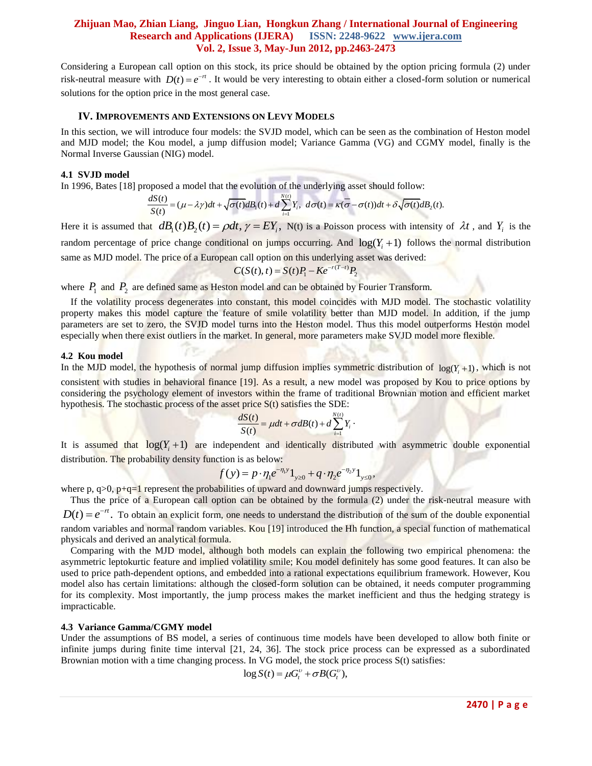Considering a European call option on this stock, its price should be obtained by the option pricing formula (2) under risk-neutral measure with $D(t) = e^{-rt}$. It would be very interesting to obtain either a closed-form solution or numerical solutions for the option price in the most general case.

## IV. Improvements and Extensions on Levy Models

In this section, we will introduce four models: the SVJD model, which can be seen as the combination of Heston model and MJD model; the Kou model, a jump diffusion model; Variance Gamma (VG) and CGMY model, finally is the Normal Inverse Gaussian (NIG) model.

### 4.1 SVJD model

In 1996, Bates [18] proposed a model that the evolution of the underlying asset should follow:

$$\frac{dS(t)}{S(t)} = (\mu - \lambda\gamma)dt + \sqrt{\sigma(t)}dB_1(t) + d\sum_{i=1}^{N(t)} Y_i, \;\; d\sigma(t) = \kappa(\overline{\sigma} - \sigma(t))dt + \delta\sqrt{\sigma(t)}dB_2(t).$$

Here it is assumed that $dB_1(t)B_2(t) = \rho dt, \gamma = EY_i$, N(t) is a Poisson process with intensity of $\lambda t$, and $Y_i$ is the random percentage of price change conditional on jumps occurring. And $\log(Y_i + 1)$ follows the normal distribution same as MJD model. The price of a European call option on this underlying asset was derived:

$$C(S(t), t) = S(t)P_1 - Ke^{-r(T-t)}P_2$$

where $P_1$ and $P_2$ are defined same as Heston model and can be obtained by Fourier Transform.

If the volatility process degenerates into constant, this model coincides with MJD model. The stochastic volatility property makes this model capture the feature of smile volatility better than MJD model. In addition, if the jump parameters are set to zero, the SVJD model turns into the Heston model. Thus this model outperforms Heston model especially when there exist outliers in the market. In general, more parameters make SVJD model more flexible.

### 4.2 Kou model

In the MJD model, the hypothesis of normal jump diffusion implies symmetric distribution of $\log(Y_i + 1)$, which is not consistent with studies in behavioral finance [19]. As a result, a new model was proposed by Kou to price options by considering the psychology element of investors within the frame of traditional Brownian motion and efficient market hypothesis. The stochastic process of the asset price S(t) satisfies the SDE:

$$\frac{dS(t)}{S(t)} = \mu dt + \sigma dB(t) + d\sum_{i=1}^{N(t)} Y_i \cdot$$

It is assumed that $\log(Y_i + 1)$ are independent and identically distributed with asymmetric double exponential distribution. The probability density function is as below:

$$f(y) = p \cdot \eta_1 e^{-\eta_1 y} 1_{y \geq 0} + q \cdot \eta_2 e^{-\eta_2 y} 1_{y \leq 0},$$

where p, q>0, p+q=1 represent the probabilities of upward and downward jumps respectively.

Thus the price of a European call option can be obtained by the formula (2) under the risk-neutral measure with $D(t) = e^{-rt}$. To obtain an explicit form, one needs to understand the distribution of the sum of the double exponential random variables and normal random variables. Kou [19] introduced the Hh function, a special function of mathematical physicals and derived an analytical formula.

Comparing with the MJD model, although both models can explain the following two empirical phenomena: the asymmetric leptokurtic feature and implied volatility smile; Kou model definitely has some good features. It can also be used to price path-dependent options, and embedded into a rational expectations equilibrium framework. However, Kou model also has certain limitations: although the closed-form solution can be obtained, it needs computer programming for its complexity. Most importantly, the jump process makes the market inefficient and thus the hedging strategy is impracticable.

### 4.3 Variance Gamma/CGMY model

Under the assumptions of BS model, a series of continuous time models have been developed to allow both finite or infinite jumps during finite time interval [21, 24, 36]. The stock price process can be expressed as a subordinated Brownian motion with a time changing process. In VG model, the stock price process S(t) satisfies:

$$\log S(t) = \mu G_t^{\upsilon} + \sigma B(G_t^{\upsilon}),$$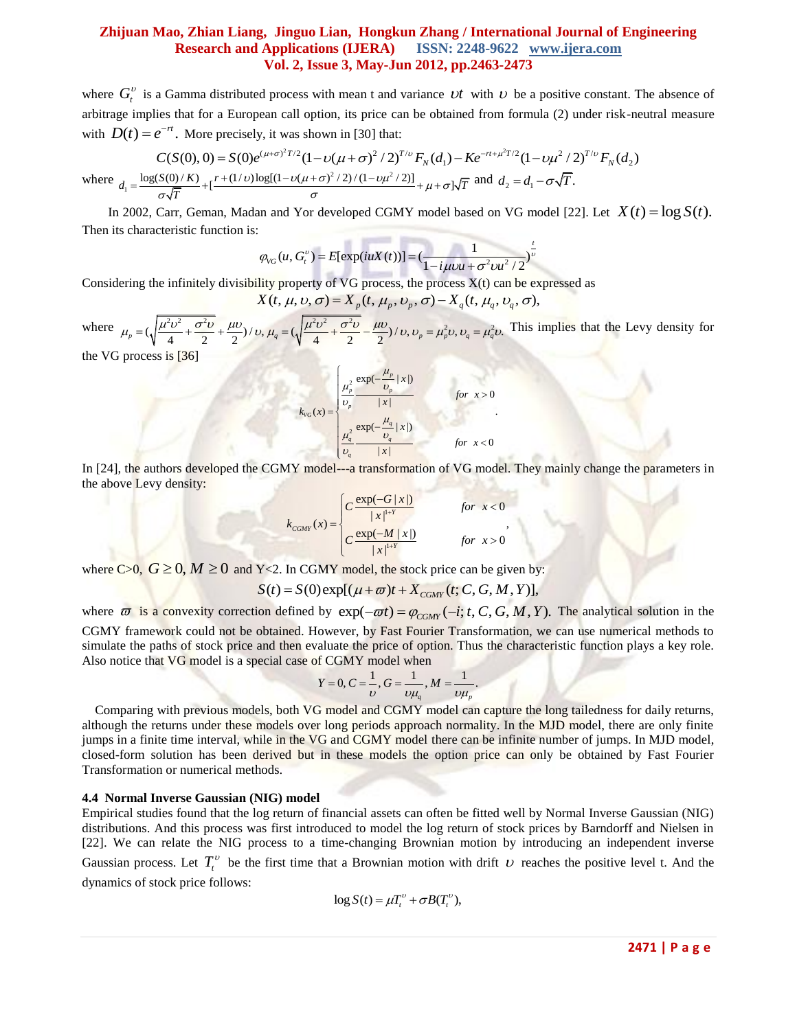where $G_t^{\upsilon}$ is a Gamma distributed process with mean t and variance $\upsilon t$ with $\upsilon$ be a positive constant. The absence of arbitrage implies that for a European call option, its price can be obtained from formula (2) under risk-neutral measure with $D(t) = e^{-rt}$. More precisely, it was shown in [30] that:

$$C(S(0),0) = S(0)e^{(\mu+\sigma)^2 T/2}(1-\upsilon(\mu+\sigma)^2/2)^{T/\upsilon} F_N(d_1) - Ke^{-rt+\mu^2 T/2}(1-\upsilon\mu^2/2)^{T/\upsilon} F_N(d_2)$$

where $d_1 = \frac{\log(S(0)/K)}{\sigma\sqrt{T}} + [\frac{r + (1/\upsilon)\log[(1-\upsilon(\mu+\sigma)^2/2)/(1-\upsilon\mu^2/2)]}{\sigma} + \mu + \sigma]\sqrt{T}$ and $d_2 = d_1 - \sigma\sqrt{T}$.

In 2002, Carr, Geman, Madan and Yor developed CGMY model based on VG model [22]. Let $X(t) = \log S(t)$. Then its characteristic function is:

$$\varphi_{VG}(u, G_t^{\upsilon}) = E[\exp(iuX(t))] = (\frac{1}{1 - i\mu\upsilon u + \sigma^2\upsilon u^2/2})^{\frac{t}{\upsilon}}$$

Considering the infinitely divisibility property of VG process, the process X(t) can be expressed as

$$X(t,\mu,\upsilon,\sigma) = X_p(t,\mu_p,\upsilon_p,\sigma) - X_q(t,\mu_q,\upsilon_q,\sigma),$$

where $\mu_p = (\sqrt{\frac{\mu^2\upsilon^2}{4} + \frac{\sigma^2\upsilon}{2}} + \frac{\mu\upsilon}{2})/\upsilon$, $\mu_q = (\sqrt{\frac{\mu^2\upsilon^2}{4} + \frac{\sigma^2\upsilon}{2}} - \frac{\mu\upsilon}{2})/\upsilon$, $\upsilon_p = \mu_p^2\upsilon$, $\upsilon_q = \mu_q^2\upsilon$. This implies that the Levy density for the VG process is [36]

$$k_{VG}(x) = \begin{cases} \frac{\mu_p^2}{\upsilon_p} \frac{\exp(-\frac{\mu_p}{\upsilon_p}|x|)}{|x|} & for \ x > 0 \\ \frac{\mu_q^2}{\upsilon_q} \frac{\exp(-\frac{\mu_q}{\upsilon_q}|x|)}{|x|} & for \ x < 0 \end{cases}.$$

In [24], the authors developed the CGMY model---a transformation of VG model. They mainly change the parameters in the above Levy density:

$$k_{CGMY}(x) = \begin{cases} C\frac{\exp(-G|x|)}{|x|^{1+Y}} & for \ x < 0 \\ C\frac{\exp(-M|x|)}{|x|^{1+Y}} & for \ x > 0 \end{cases},$$

where C>0, $G \geq 0, M \geq 0$ and Y<2. In CGMY model, the stock price can be given by:

$$S(t) = S(0)\exp[(\mu + \varpi)t + X_{CGMY}(t; C, G, M, Y)],$$

where $\varpi$ is a convexity correction defined by $\exp(-\varpi t) = \varphi_{CGMY}(-i; t, C, G, M, Y)$. The analytical solution in the CGMY framework could not be obtained. However, by Fast Fourier Transformation, we can use numerical methods to simulate the paths of stock price and then evaluate the price of option. Thus the characteristic function plays a key role. Also notice that VG model is a special case of CGMY model when

$$Y = 0, C = \frac{1}{\upsilon}, G = \frac{1}{\upsilon\mu_q}, M = \frac{1}{\upsilon\mu_p}.$$

Comparing with previous models, both VG model and CGMY model can capture the long tailedness for daily returns, although the returns under these models over long periods approach normality. In the MJD model, there are only finite jumps in a finite time interval, while in the VG and CGMY model there can be infinite number of jumps. In MJD model, closed-form solution has been derived but in these models the option price can only be obtained by Fast Fourier Transformation or numerical methods.

### 4.4 Normal Inverse Gaussian (NIG) model

Empirical studies found that the log return of financial assets can often be fitted well by Normal Inverse Gaussian (NIG) distributions. And this process was first introduced to model the log return of stock prices by Barndorff and Nielsen in [22]. We can relate the NIG process to a time-changing Brownian motion by introducing an independent inverse Gaussian process. Let $T_t^{\upsilon}$ be the first time that a Brownian motion with drift $\upsilon$ reaches the positive level t. And the dynamics of stock price follows:

$$\log S(t) = \mu T_t^{\upsilon} + \sigma B(T_t^{\upsilon}),$$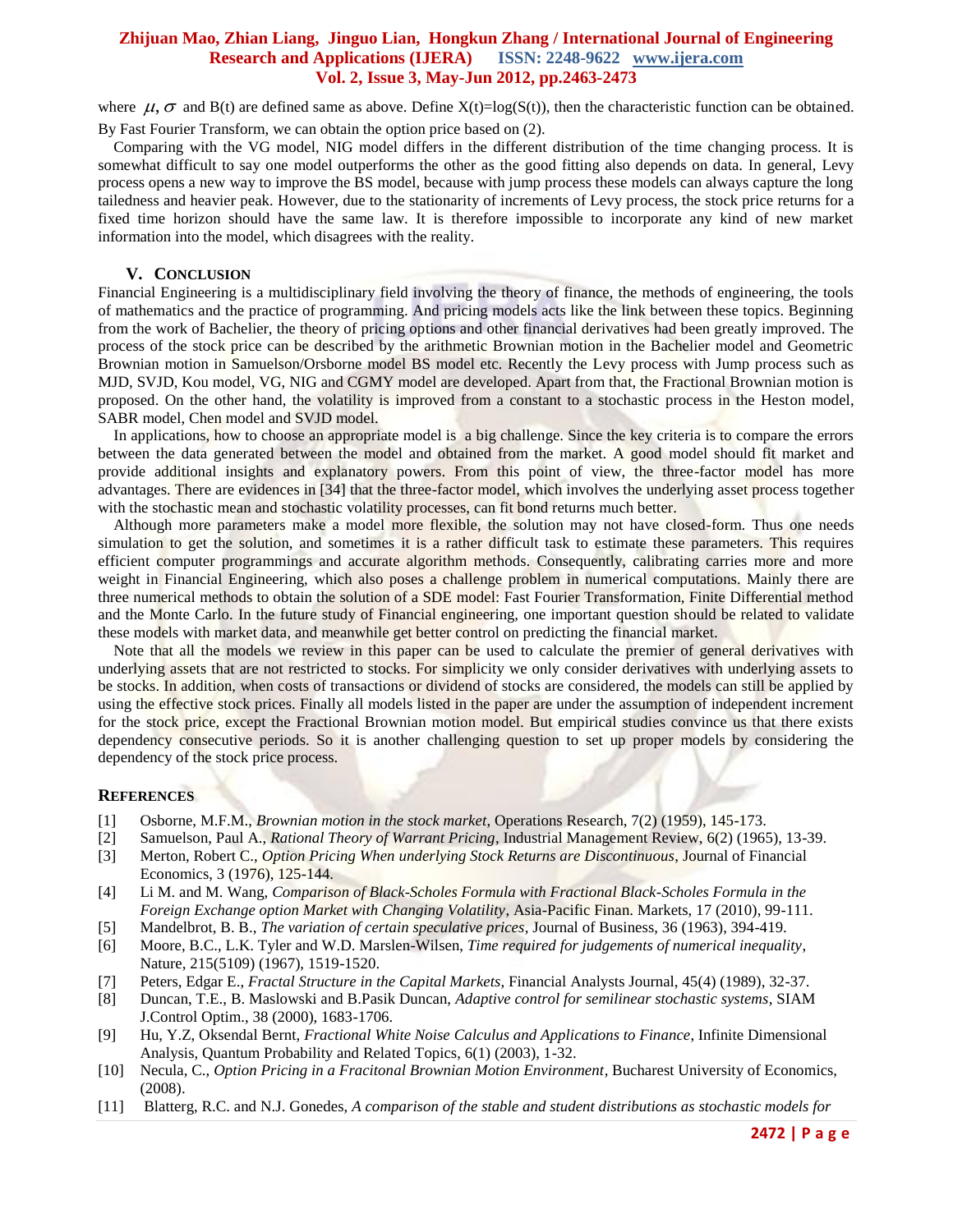where $\mu, \sigma$ and B(t) are defined same as above. Define X(t)=log(S(t)), then the characteristic function can be obtained. By Fast Fourier Transform, we can obtain the option price based on (2).

Comparing with the VG model, NIG model differs in the different distribution of the time changing process. It is somewhat difficult to say one model outperforms the other as the good fitting also depends on data. In general, Levy process opens a new way to improve the BS model, because with jump process these models can always capture the long tailedness and heavier peak. However, due to the stationarity of increments of Levy process, the stock price returns for a fixed time horizon should have the same law. It is therefore impossible to incorporate any kind of new market information into the model, which disagrees with the reality.

## V. Conclusion

Financial Engineering is a multidisciplinary field involving the theory of finance, the methods of engineering, the tools of mathematics and the practice of programming. And pricing models acts like the link between these topics. Beginning from the work of Bachelier, the theory of pricing options and other financial derivatives had been greatly improved. The process of the stock price can be described by the arithmetic Brownian motion in the Bachelier model and Geometric Brownian motion in Samuelson/Orsborne model BS model etc. Recently the Levy process with Jump process such as MJD, SVJD, Kou model, VG, NIG and CGMY model are developed. Apart from that, the Fractional Brownian motion is proposed. On the other hand, the volatility is improved from a constant to a stochastic process in the Heston model, SABR model, Chen model and SVJD model.

In applications, how to choose an appropriate model is a big challenge. Since the key criteria is to compare the errors between the data generated between the model and obtained from the market. A good model should fit market and provide additional insights and explanatory powers. From this point of view, the three-factor model has more advantages. There are evidences in [34] that the three-factor model, which involves the underlying asset process together with the stochastic mean and stochastic volatility processes, can fit bond returns much better.

Although more parameters make a model more flexible, the solution may not have closed-form. Thus one needs simulation to get the solution, and sometimes it is a rather difficult task to estimate these parameters. This requires efficient computer programmings and accurate algorithm methods. Consequently, calibrating carries more and more weight in Financial Engineering, which also poses a challenge problem in numerical computations. Mainly there are three numerical methods to obtain the solution of a SDE model: Fast Fourier Transformation, Finite Differential method and the Monte Carlo. In the future study of Financial engineering, one important question should be related to validate these models with market data, and meanwhile get better control on predicting the financial market.

Note that all the models we review in this paper can be used to calculate the premier of general derivatives with underlying assets that are not restricted to stocks. For simplicity we only consider derivatives with underlying assets to be stocks. In addition, when costs of transactions or dividend of stocks are considered, the models can still be applied by using the effective stock prices. Finally all models listed in the paper are under the assumption of independent increment for the stock price, except the Fractional Brownian motion model. But empirical studies convince us that there exists dependency consecutive periods. So it is another challenging question to set up proper models by considering the dependency of the stock price process.

## References

[1] Osborne, M.F.M., *Brownian motion in the stock market*, Operations Research, 7(2) (1959), 145-173.

[2] Samuelson, Paul A., *Rational Theory of Warrant Pricing*, Industrial Management Review, 6(2) (1965), 13-39.

[3] Merton, Robert C., *Option Pricing When underlying Stock Returns are Discontinuous*, Journal of Financial Economics, 3 (1976), 125-144.

[4] Li M. and M. Wang, *Comparison of Black-Scholes Formula with Fractional Black-Scholes Formula in the Foreign Exchange option Market with Changing Volatility*, Asia-Pacific Finan. Markets, 17 (2010), 99-111.

[5] Mandelbrot, B. B., *The variation of certain speculative prices*, Journal of Business, 36 (1963), 394-419.

[6] Moore, B.C., L.K. Tyler and W.D. Marslen-Wilsen, *Time required for judgements of numerical inequality*, Nature, 215(5109) (1967), 1519-1520.

[7] Peters, Edgar E., *Fractal Structure in the Capital Markets*, Financial Analysts Journal, 45(4) (1989), 32-37.

[8] Duncan, T.E., B. Maslowski and B.Pasik Duncan, *Adaptive control for semilinear stochastic systems*, SIAM J.Control Optim., 38 (2000), 1683-1706.

[9] Hu, Y.Z, Oksendal Bernt, *Fractional White Noise Calculus and Applications to Finance*, Infinite Dimensional Analysis, Quantum Probability and Related Topics, 6(1) (2003), 1-32.

[10] Necula, C., *Option Pricing in a Fracitonal Brownian Motion Environment*, Bucharest University of Economics, (2008).

[11] Blatterg, R.C. and N.J. Gonedes, *A comparison of the stable and student distributions as stochastic models for*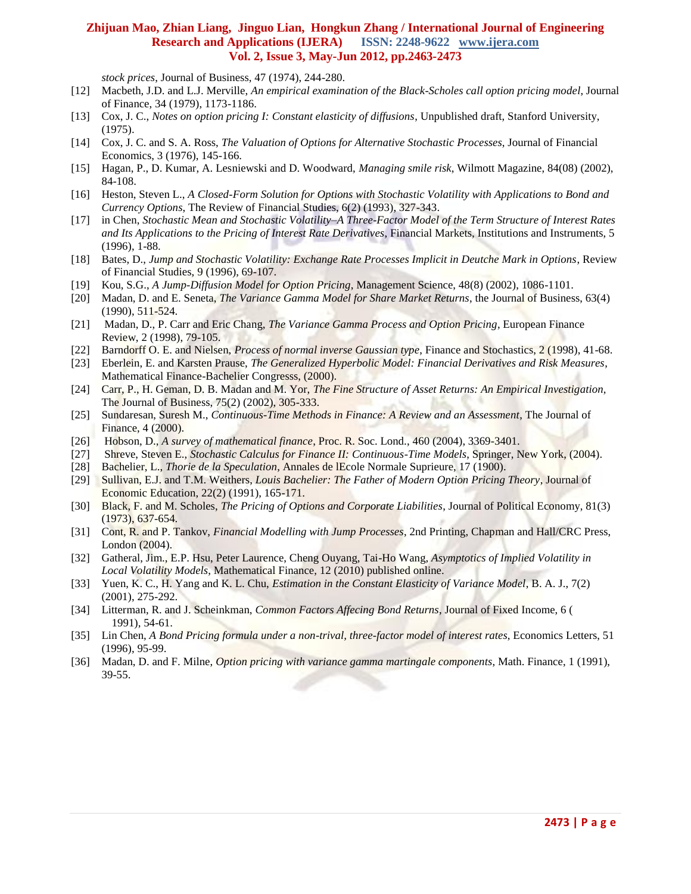*stock prices*, Journal of Business, 47 (1974), 244-280.

[12] Macbeth, J.D. and L.J. Merville, *An empirical examination of the Black-Scholes call option pricing model*, Journal of Finance, 34 (1979), 1173-1186.

[13] Cox, J. C., *Notes on option pricing I: Constant elasticity of diffusions*, Unpublished draft, Stanford University, (1975).

[14] Cox, J. C. and S. A. Ross, *The Valuation of Options for Alternative Stochastic Processes*, Journal of Financial Economics, 3 (1976), 145-166.

[15] Hagan, P., D. Kumar, A. Lesniewski and D. Woodward, *Managing smile risk*, Wilmott Magazine, 84(08) (2002), 84-108.

[16] Heston, Steven L., *A Closed-Form Solution for Options with Stochastic Volatility with Applications to Bond and Currency Options*, The Review of Financial Studies, 6(2) (1993), 327-343.

[17] in Chen, *Stochastic Mean and Stochastic Volatility–A Three-Factor Model of the Term Structure of Interest Rates and Its Applications to the Pricing of Interest Rate Derivatives*, Financial Markets, Institutions and Instruments, 5 (1996), 1-88.

[18] Bates, D., *Jump and Stochastic Volatility: Exchange Rate Processes Implicit in Deutche Mark in Options*, Review of Financial Studies, 9 (1996), 69-107.

[19] Kou, S.G., *A Jump-Diffusion Model for Option Pricing*, Management Science, 48(8) (2002), 1086-1101.

[20] Madan, D. and E. Seneta, *The Variance Gamma Model for Share Market Returns*, the Journal of Business, 63(4) (1990), 511-524.

[21] Madan, D., P. Carr and Eric Chang, *The Variance Gamma Process and Option Pricing*, European Finance Review, 2 (1998), 79-105.

[22] Barndorff O. E. and Nielsen, *Process of normal inverse Gaussian type*, Finance and Stochastics, 2 (1998), 41-68.

[23] Eberlein, E. and Karsten Prause, *The Generalized Hyperbolic Model: Financial Derivatives and Risk Measures*, Mathematical Finance-Bachelier Congresss, (2000).

[24] Carr, P., H. Geman, D. B. Madan and M. Yor, *The Fine Structure of Asset Returns: An Empirical Investigation*, The Journal of Business, 75(2) (2002), 305-333.

[25] Sundaresan, Suresh M., *Continuous-Time Methods in Finance: A Review and an Assessment*, The Journal of Finance, 4 (2000).

[26] Hobson, D., *A survey of mathematical finance*, Proc. R. Soc. Lond., 460 (2004), 3369-3401.

[27] Shreve, Steven E., *Stochastic Calculus for Finance II: Continuous-Time Models*, Springer, New York, (2004).

[28] Bachelier, L., *Thorie de la Speculation*, Annales de lEcole Normale Suprieure, 17 (1900).

[29] Sullivan, E.J. and T.M. Weithers, *Louis Bachelier: The Father of Modern Option Pricing Theory*, Journal of Economic Education, 22(2) (1991), 165-171.

[30] Black, F. and M. Scholes, *The Pricing of Options and Corporate Liabilities*, Journal of Political Economy, 81(3) (1973), 637-654.

[31] Cont, R. and P. Tankov, *Financial Modelling with Jump Processes*, 2nd Printing, Chapman and Hall/CRC Press, London (2004).

[32] Gatheral, Jim., E.P. Hsu, Peter Laurence, Cheng Ouyang, Tai-Ho Wang, *Asymptotics of Implied Volatility in Local Volatility Models*, Mathematical Finance, 12 (2010) published online.

[33] Yuen, K. C., H. Yang and K. L. Chu, *Estimation in the Constant Elasticity of Variance Model*, B. A. J., 7(2) (2001), 275-292.

[34] Litterman, R. and J. Scheinkman, *Common Factors Affecing Bond Returns*, Journal of Fixed Income, 6 ( 1991), 54-61.

[35] Lin Chen, *A Bond Pricing formula under a non-trival, three-factor model of interest rates*, Economics Letters, 51 (1996), 95-99.

[36] Madan, D. and F. Milne, *Option pricing with variance gamma martingale components*, Math. Finance, 1 (1991), 39-55.